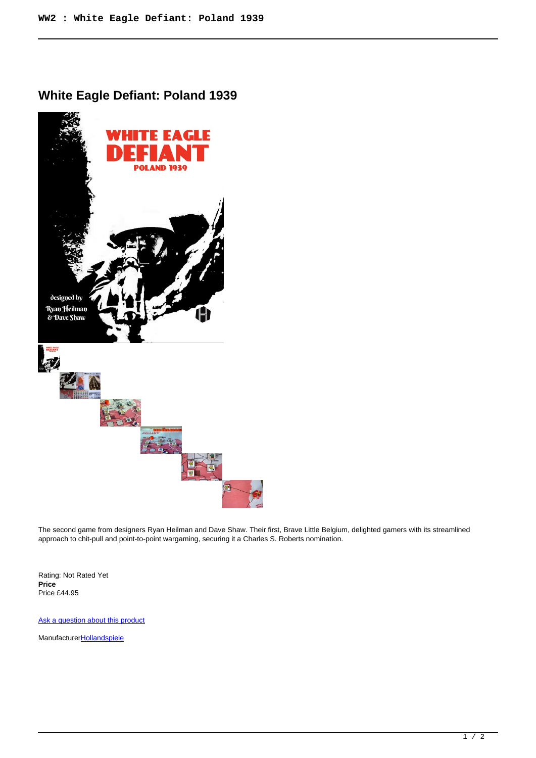# White Eagle Defiant: Poland 1939

The second game from designers Ryan Heilman and Dave Shaw. Their first, Brave Little Belgium, delighted gamers with its streamlined approach to chit-pull and point-to-point wargaming, securing it a Charles S. Roberts nomination.

Rating: Not Rated Yet
**Price**
Price £44.95

[Ask a question about this product]

Manufacturer[Hollandspiele]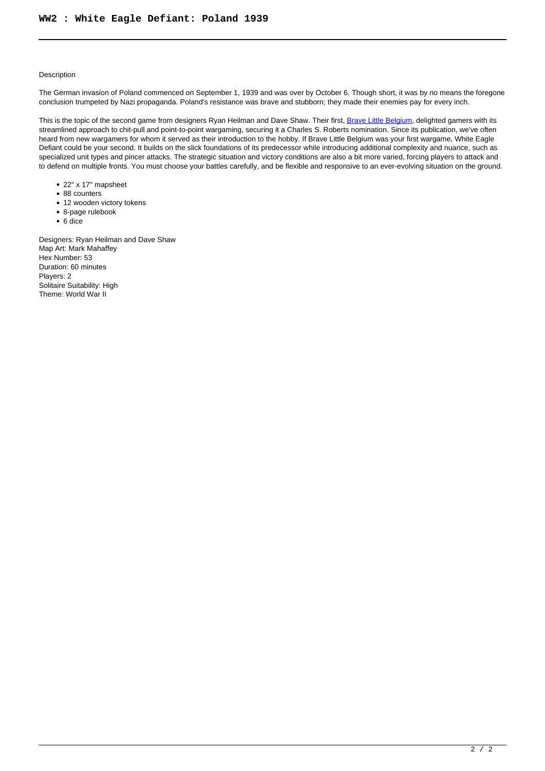# WW2 : White Eagle Defiant: Poland 1939

Description

The German invasion of Poland commenced on September 1, 1939 and was over by October 6. Though short, it was by no means the foregone conclusion trumpeted by Nazi propaganda. Poland's resistance was brave and stubborn; they made their enemies pay for every inch.

This is the topic of the second game from designers Ryan Heilman and Dave Shaw. Their first, Brave Little Belgium, delighted gamers with its streamlined approach to chit-pull and point-to-point wargaming, securing it a Charles S. Roberts nomination. Since its publication, we've often heard from new wargamers for whom it served as their introduction to the hobby. If Brave Little Belgium was your first wargame, White Eagle Defiant could be your second. It builds on the slick foundations of its predecessor while introducing additional complexity and nuance, such as specialized unit types and pincer attacks. The strategic situation and victory conditions are also a bit more varied, forcing players to attack and to defend on multiple fronts. You must choose your battles carefully, and be flexible and responsive to an ever-evolving situation on the ground.

- 22" x 17" mapsheet
- 88 counters
- 12 wooden victory tokens
- 8-page rulebook
- 6 dice

Designers: Ryan Heilman and Dave Shaw
Map Art: Mark Mahaffey
Hex Number: 53
Duration: 60 minutes
Players: 2
Solitaire Suitability: High
Theme: World War II